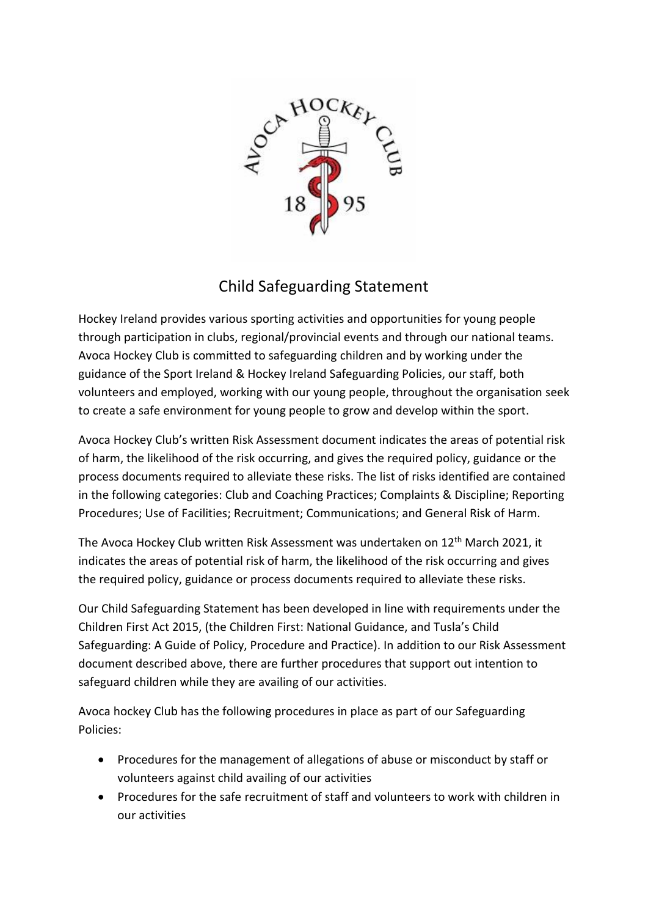# Child Safeguarding Statement

Hockey Ireland provides various sporting activities and opportunities for young people through participation in clubs, regional/provincial events and through our national teams. Avoca Hockey Club is committed to safeguarding children and by working under the guidance of the Sport Ireland & Hockey Ireland Safeguarding Policies, our staff, both volunteers and employed, working with our young people, throughout the organisation seek to create a safe environment for young people to grow and develop within the sport.

Avoca Hockey Club's written Risk Assessment document indicates the areas of potential risk of harm, the likelihood of the risk occurring, and gives the required policy, guidance or the process documents required to alleviate these risks. The list of risks identified are contained in the following categories: Club and Coaching Practices; Complaints & Discipline; Reporting Procedures; Use of Facilities; Recruitment; Communications; and General Risk of Harm.

The Avoca Hockey Club written Risk Assessment was undertaken on 12th March 2021, it indicates the areas of potential risk of harm, the likelihood of the risk occurring and gives the required policy, guidance or process documents required to alleviate these risks.

Our Child Safeguarding Statement has been developed in line with requirements under the Children First Act 2015, (the Children First: National Guidance, and Tusla's Child Safeguarding: A Guide of Policy, Procedure and Practice). In addition to our Risk Assessment document described above, there are further procedures that support out intention to safeguard children while they are availing of our activities.

Avoca hockey Club has the following procedures in place as part of our Safeguarding Policies:

- Procedures for the management of allegations of abuse or misconduct by staff or volunteers against child availing of our activities
- Procedures for the safe recruitment of staff and volunteers to work with children in our activities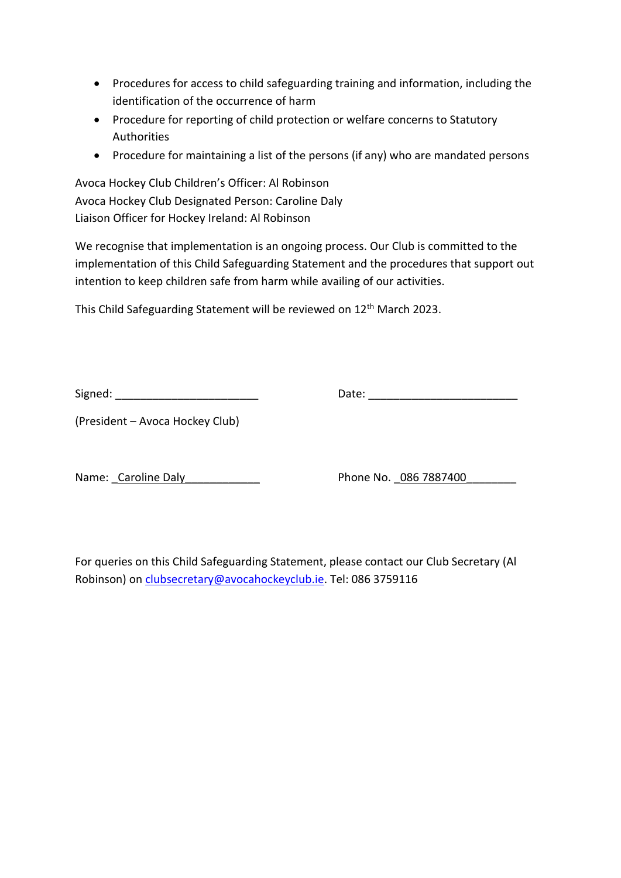- Procedures for access to child safeguarding training and information, including the identification of the occurrence of harm
- Procedure for reporting of child protection or welfare concerns to Statutory Authorities
- Procedure for maintaining a list of the persons (if any) who are mandated persons

Avoca Hockey Club Children's Officer: Al Robinson
Avoca Hockey Club Designated Person: Caroline Daly
Liaison Officer for Hockey Ireland: Al Robinson

We recognise that implementation is an ongoing process. Our Club is committed to the implementation of this Child Safeguarding Statement and the procedures that support out intention to keep children safe from harm while availing of our activities.

This Child Safeguarding Statement will be reviewed on 12th March 2023.

Signed: _______________________ Date: ________________________

(President – Avoca Hockey Club)

Name: _Caroline Daly____________ Phone No. _086 7887400________

For queries on this Child Safeguarding Statement, please contact our Club Secretary (Al Robinson) on clubsecretary@avocahockeyclub.ie. Tel: 086 3759116